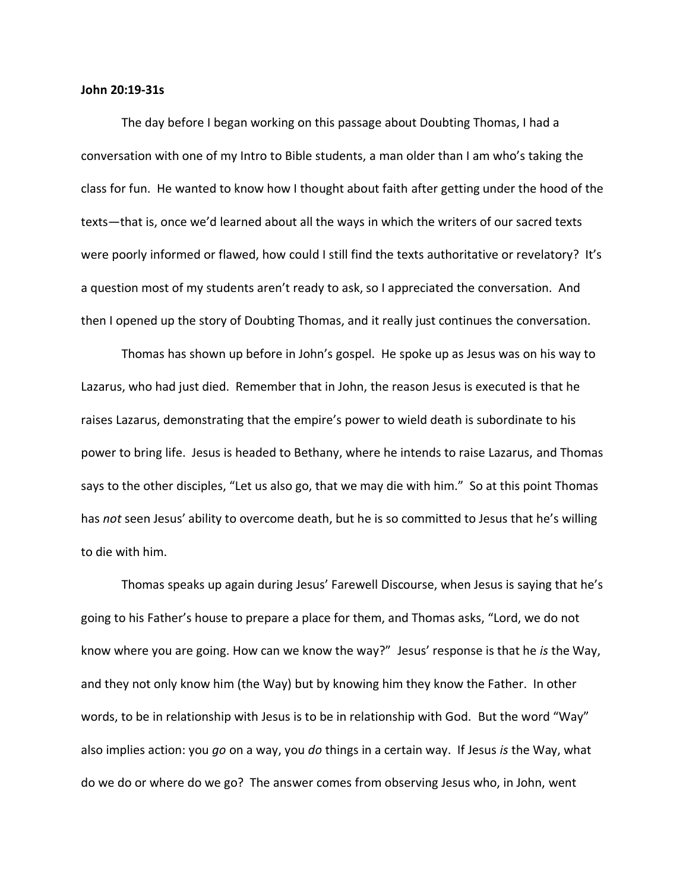**John 20:19-31s**

The day before I began working on this passage about Doubting Thomas, I had a conversation with one of my Intro to Bible students, a man older than I am who's taking the class for fun. He wanted to know how I thought about faith after getting under the hood of the texts—that is, once we'd learned about all the ways in which the writers of our sacred texts were poorly informed or flawed, how could I still find the texts authoritative or revelatory? It's a question most of my students aren't ready to ask, so I appreciated the conversation. And then I opened up the story of Doubting Thomas, and it really just continues the conversation.

Thomas has shown up before in John's gospel. He spoke up as Jesus was on his way to Lazarus, who had just died. Remember that in John, the reason Jesus is executed is that he raises Lazarus, demonstrating that the empire's power to wield death is subordinate to his power to bring life. Jesus is headed to Bethany, where he intends to raise Lazarus, and Thomas says to the other disciples, "Let us also go, that we may die with him." So at this point Thomas has *not* seen Jesus' ability to overcome death, but he is so committed to Jesus that he's willing to die with him.

Thomas speaks up again during Jesus' Farewell Discourse, when Jesus is saying that he's going to his Father's house to prepare a place for them, and Thomas asks, "Lord, we do not know where you are going. How can we know the way?" Jesus' response is that he *is* the Way, and they not only know him (the Way) but by knowing him they know the Father. In other words, to be in relationship with Jesus is to be in relationship with God. But the word "Way" also implies action: you *go* on a way, you *do* things in a certain way. If Jesus *is* the Way, what do we do or where do we go? The answer comes from observing Jesus who, in John, went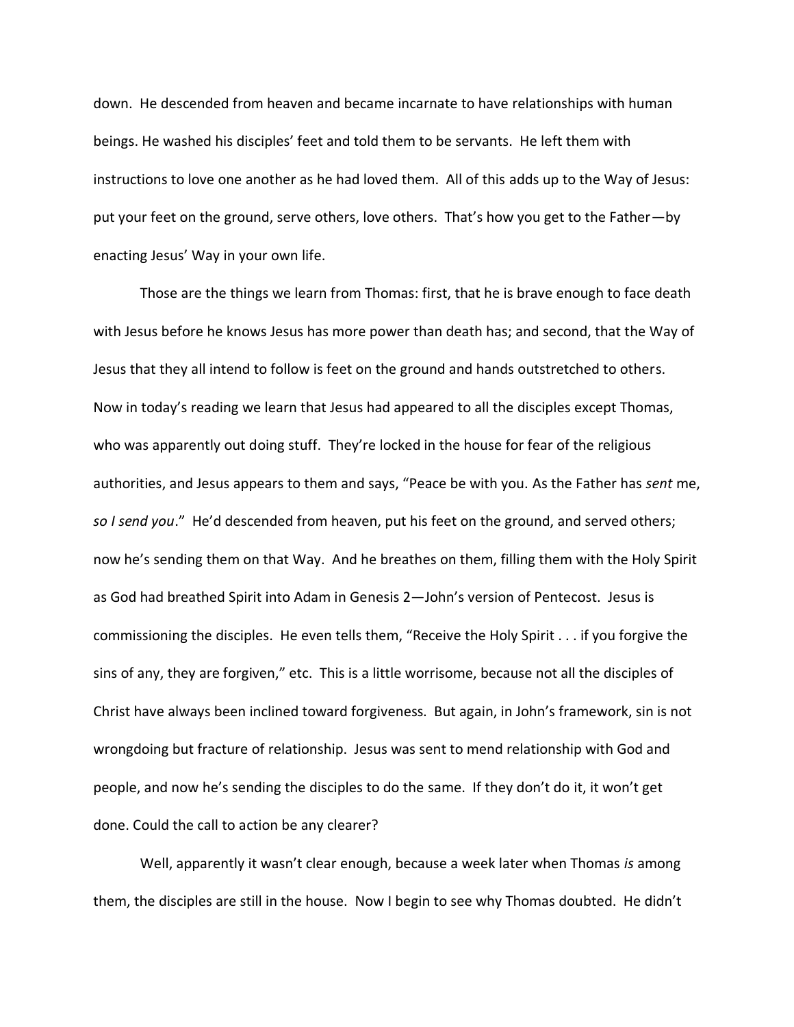down. He descended from heaven and became incarnate to have relationships with human beings. He washed his disciples' feet and told them to be servants. He left them with instructions to love one another as he had loved them. All of this adds up to the Way of Jesus: put your feet on the ground, serve others, love others. That's how you get to the Father—by enacting Jesus' Way in your own life.

Those are the things we learn from Thomas: first, that he is brave enough to face death with Jesus before he knows Jesus has more power than death has; and second, that the Way of Jesus that they all intend to follow is feet on the ground and hands outstretched to others. Now in today's reading we learn that Jesus had appeared to all the disciples except Thomas, who was apparently out doing stuff. They're locked in the house for fear of the religious authorities, and Jesus appears to them and says, "Peace be with you. As the Father has *sent* me, *so I send you*." He'd descended from heaven, put his feet on the ground, and served others; now he's sending them on that Way. And he breathes on them, filling them with the Holy Spirit as God had breathed Spirit into Adam in Genesis 2—John's version of Pentecost. Jesus is commissioning the disciples. He even tells them, "Receive the Holy Spirit . . . if you forgive the sins of any, they are forgiven," etc. This is a little worrisome, because not all the disciples of Christ have always been inclined toward forgiveness. But again, in John's framework, sin is not wrongdoing but fracture of relationship. Jesus was sent to mend relationship with God and people, and now he's sending the disciples to do the same. If they don't do it, it won't get done. Could the call to action be any clearer?

Well, apparently it wasn't clear enough, because a week later when Thomas *is* among them, the disciples are still in the house. Now I begin to see why Thomas doubted. He didn't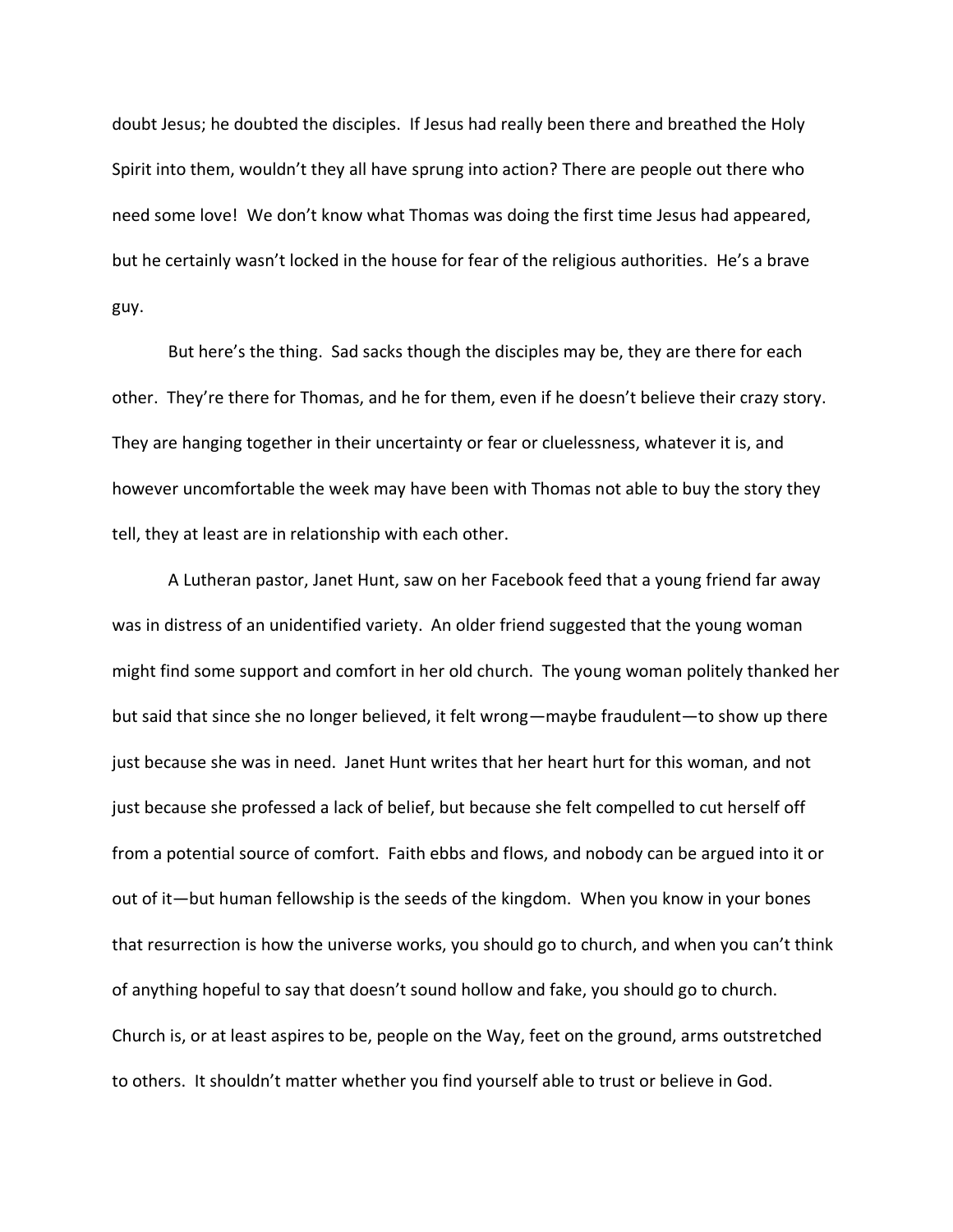doubt Jesus; he doubted the disciples. If Jesus had really been there and breathed the Holy Spirit into them, wouldn't they all have sprung into action? There are people out there who need some love! We don't know what Thomas was doing the first time Jesus had appeared, but he certainly wasn't locked in the house for fear of the religious authorities. He's a brave guy.

But here's the thing. Sad sacks though the disciples may be, they are there for each other. They're there for Thomas, and he for them, even if he doesn't believe their crazy story. They are hanging together in their uncertainty or fear or cluelessness, whatever it is, and however uncomfortable the week may have been with Thomas not able to buy the story they tell, they at least are in relationship with each other.

A Lutheran pastor, Janet Hunt, saw on her Facebook feed that a young friend far away was in distress of an unidentified variety. An older friend suggested that the young woman might find some support and comfort in her old church. The young woman politely thanked her but said that since she no longer believed, it felt wrong—maybe fraudulent—to show up there just because she was in need. Janet Hunt writes that her heart hurt for this woman, and not just because she professed a lack of belief, but because she felt compelled to cut herself off from a potential source of comfort. Faith ebbs and flows, and nobody can be argued into it or out of it—but human fellowship is the seeds of the kingdom. When you know in your bones that resurrection is how the universe works, you should go to church, and when you can't think of anything hopeful to say that doesn't sound hollow and fake, you should go to church. Church is, or at least aspires to be, people on the Way, feet on the ground, arms outstretched to others. It shouldn't matter whether you find yourself able to trust or believe in God.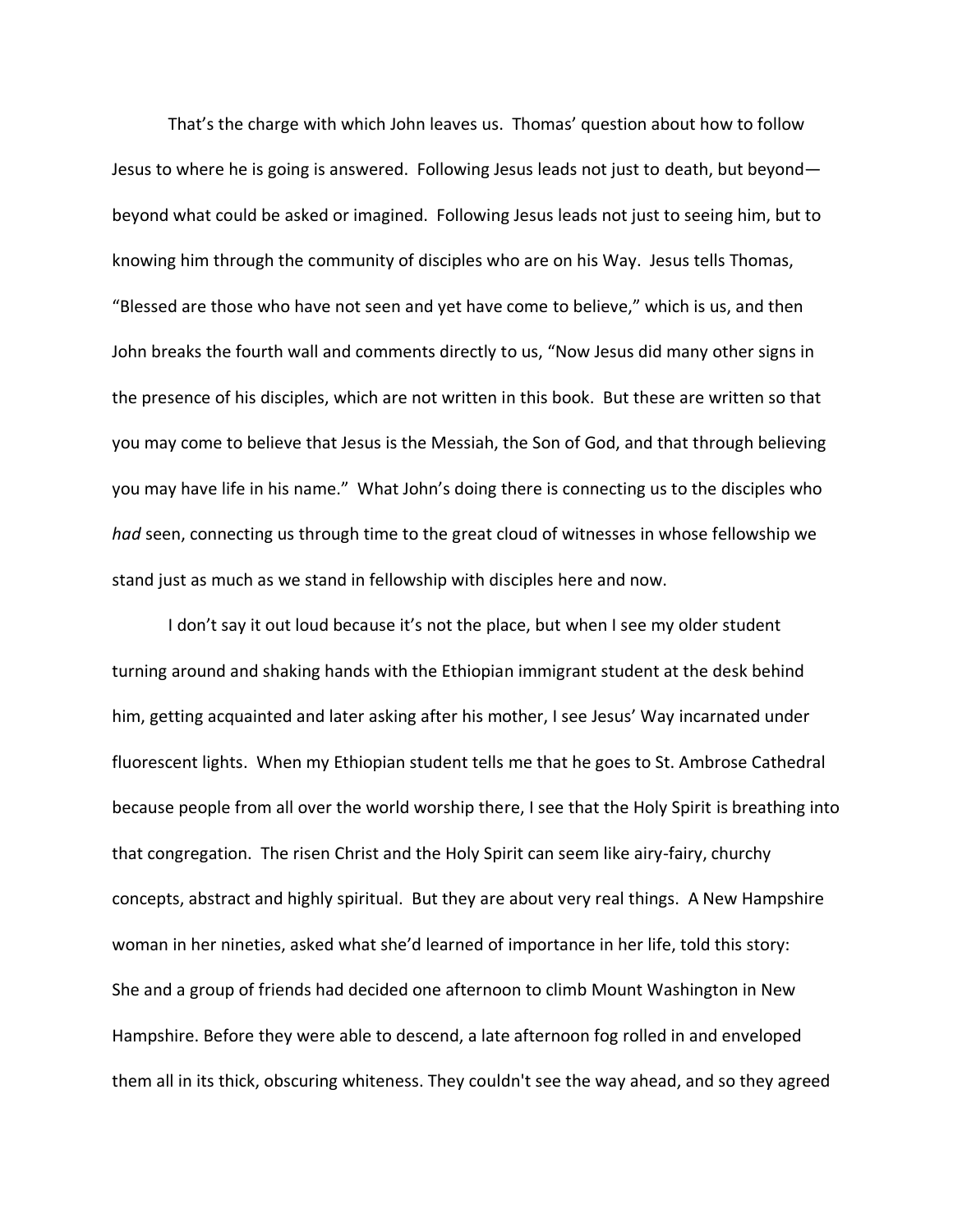That's the charge with which John leaves us. Thomas' question about how to follow Jesus to where he is going is answered. Following Jesus leads not just to death, but beyond—beyond what could be asked or imagined. Following Jesus leads not just to seeing him, but to knowing him through the community of disciples who are on his Way. Jesus tells Thomas, "Blessed are those who have not seen and yet have come to believe," which is us, and then John breaks the fourth wall and comments directly to us, "Now Jesus did many other signs in the presence of his disciples, which are not written in this book. But these are written so that you may come to believe that Jesus is the Messiah, the Son of God, and that through believing you may have life in his name." What John's doing there is connecting us to the disciples who *had* seen, connecting us through time to the great cloud of witnesses in whose fellowship we stand just as much as we stand in fellowship with disciples here and now.

I don't say it out loud because it's not the place, but when I see my older student turning around and shaking hands with the Ethiopian immigrant student at the desk behind him, getting acquainted and later asking after his mother, I see Jesus' Way incarnated under fluorescent lights. When my Ethiopian student tells me that he goes to St. Ambrose Cathedral because people from all over the world worship there, I see that the Holy Spirit is breathing into that congregation. The risen Christ and the Holy Spirit can seem like airy-fairy, churchy concepts, abstract and highly spiritual. But they are about very real things. A New Hampshire woman in her nineties, asked what she'd learned of importance in her life, told this story: She and a group of friends had decided one afternoon to climb Mount Washington in New Hampshire. Before they were able to descend, a late afternoon fog rolled in and enveloped them all in its thick, obscuring whiteness. They couldn't see the way ahead, and so they agreed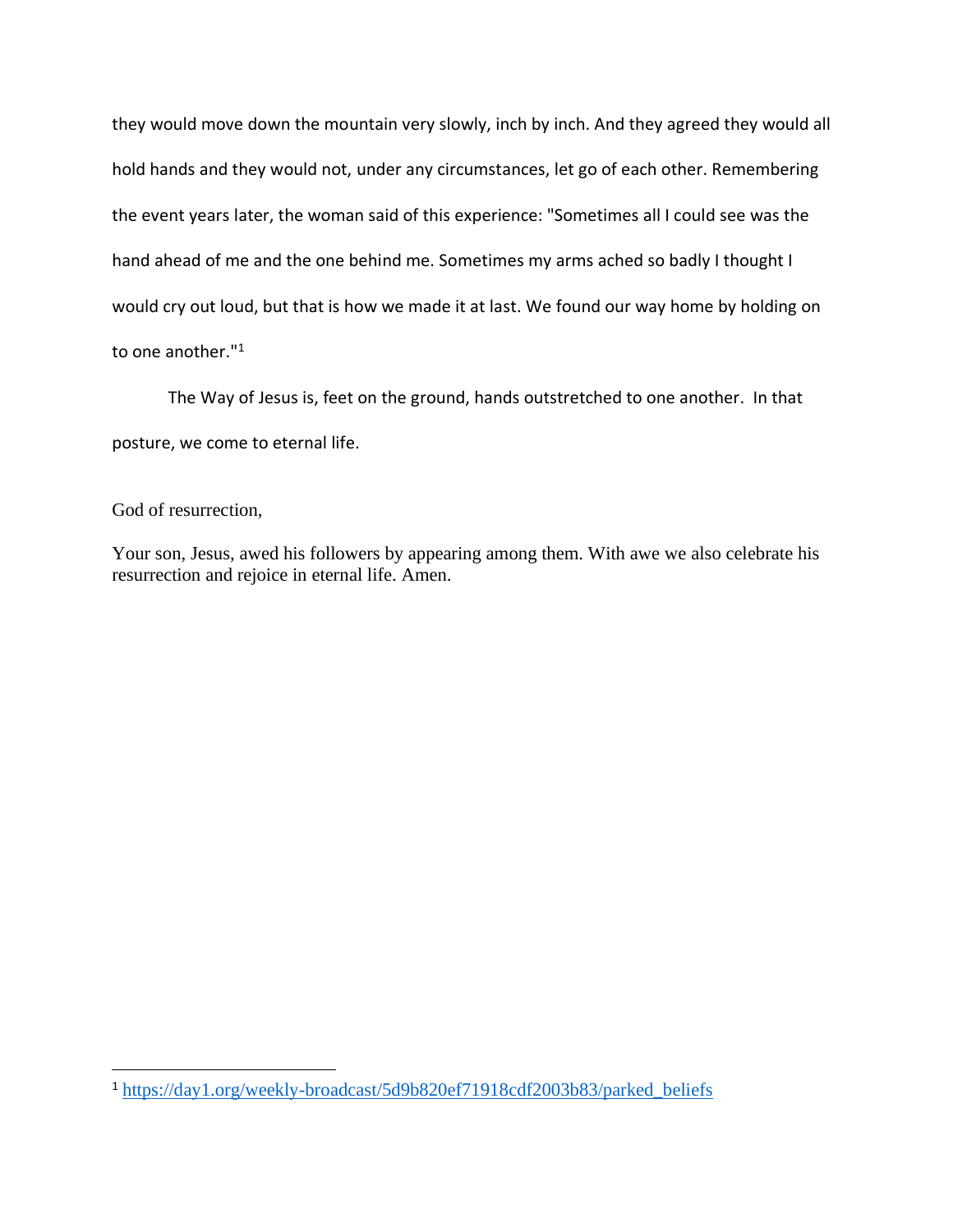they would move down the mountain very slowly, inch by inch. And they agreed they would all hold hands and they would not, under any circumstances, let go of each other. Remembering the event years later, the woman said of this experience: "Sometimes all I could see was the hand ahead of me and the one behind me. Sometimes my arms ached so badly I thought I would cry out loud, but that is how we made it at last. We found our way home by holding on to one another."[1]

The Way of Jesus is, feet on the ground, hands outstretched to one another. In that posture, we come to eternal life.

God of resurrection,

Your son, Jesus, awed his followers by appearing among them. With awe we also celebrate his resurrection and rejoice in eternal life. Amen.

---

[1] https://day1.org/weekly-broadcast/5d9b820ef71918cdf2003b83/parked_beliefs